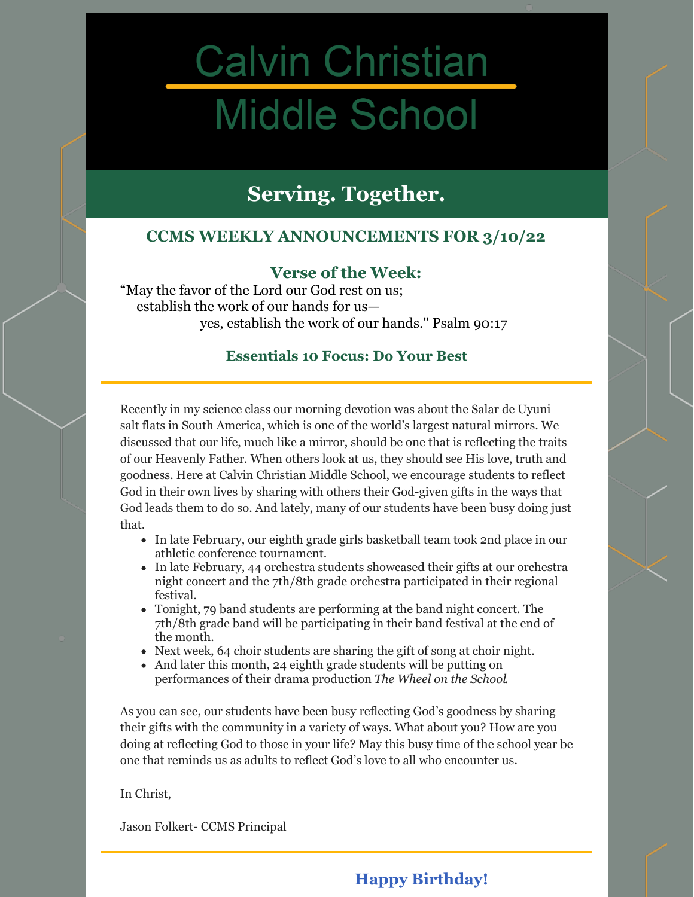# Calvin Christian Middle School

## Serving. Together.

### CCMS WEEKLY ANNOUNCEMENTS FOR 3/10/22

### Verse of the Week:

"May the favor of the Lord our God rest on us;
establish the work of our hands for us—
yes, establish the work of our hands." Psalm 90:17

### Essentials 10 Focus: Do Your Best

Recently in my science class our morning devotion was about the Salar de Uyuni salt flats in South America, which is one of the world's largest natural mirrors. We discussed that our life, much like a mirror, should be one that is reflecting the traits of our Heavenly Father. When others look at us, they should see His love, truth and goodness. Here at Calvin Christian Middle School, we encourage students to reflect God in their own lives by sharing with others their God-given gifts in the ways that God leads them to do so. And lately, many of our students have been busy doing just that.

- In late February, our eighth grade girls basketball team took 2nd place in our athletic conference tournament.
- In late February, 44 orchestra students showcased their gifts at our orchestra night concert and the 7th/8th grade orchestra participated in their regional festival.
- Tonight, 79 band students are performing at the band night concert. The 7th/8th grade band will be participating in their band festival at the end of the month.
- Next week, 64 choir students are sharing the gift of song at choir night.
- And later this month, 24 eighth grade students will be putting on performances of their drama production *The Wheel on the School*.

As you can see, our students have been busy reflecting God's goodness by sharing their gifts with the community in a variety of ways. What about you? How are you doing at reflecting God to those in your life? May this busy time of the school year be one that reminds us as adults to reflect God's love to all who encounter us.

In Christ,

Jason Folkert- CCMS Principal

### Happy Birthday!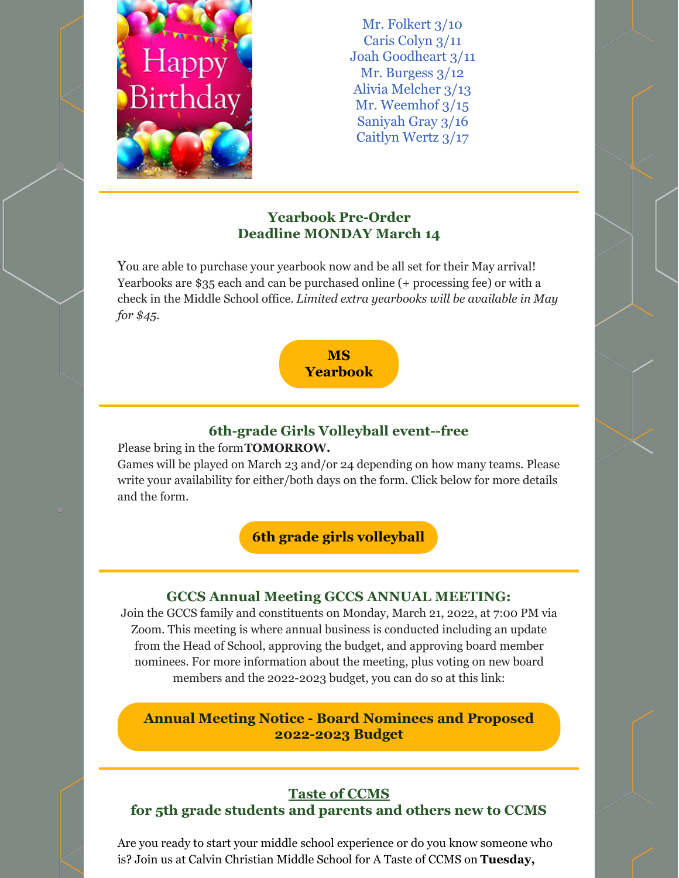Mr. Folkert 3/10
Caris Colyn 3/11
Joah Goodheart 3/11
Mr. Burgess 3/12
Alivia Melcher 3/13
Mr. Weemhof 3/15
Saniyah Gray 3/16
Caitlyn Wertz 3/17

### Yearbook Pre-Order Deadline MONDAY March 14

You are able to purchase your yearbook now and be all set for their May arrival! Yearbooks are $35 each and can be purchased online (+ processing fee) or with a check in the Middle School office. *Limited extra yearbooks will be available in May for $45.*

**MS Yearbook**

### 6th-grade Girls Volleyball event--free

Please bring in the form **TOMORROW.**
Games will be played on March 23 and/or 24 depending on how many teams. Please write your availability for either/both days on the form. Click below for more details and the form.

**6th grade girls volleyball**

### GCCS Annual Meeting GCCS ANNUAL MEETING:

Join the GCCS family and constituents on Monday, March 21, 2022, at 7:00 PM via Zoom. This meeting is where annual business is conducted including an update from the Head of School, approving the budget, and approving board member nominees. For more information about the meeting, plus voting on new board members and the 2022-2023 budget, you can do so at this link:

**Annual Meeting Notice - Board Nominees and Proposed 2022-2023 Budget**

### Taste of CCMS for 5th grade students and parents and others new to CCMS

Are you ready to start your middle school experience or do you know someone who is? Join us at Calvin Christian Middle School for A Taste of CCMS on **Tuesday,**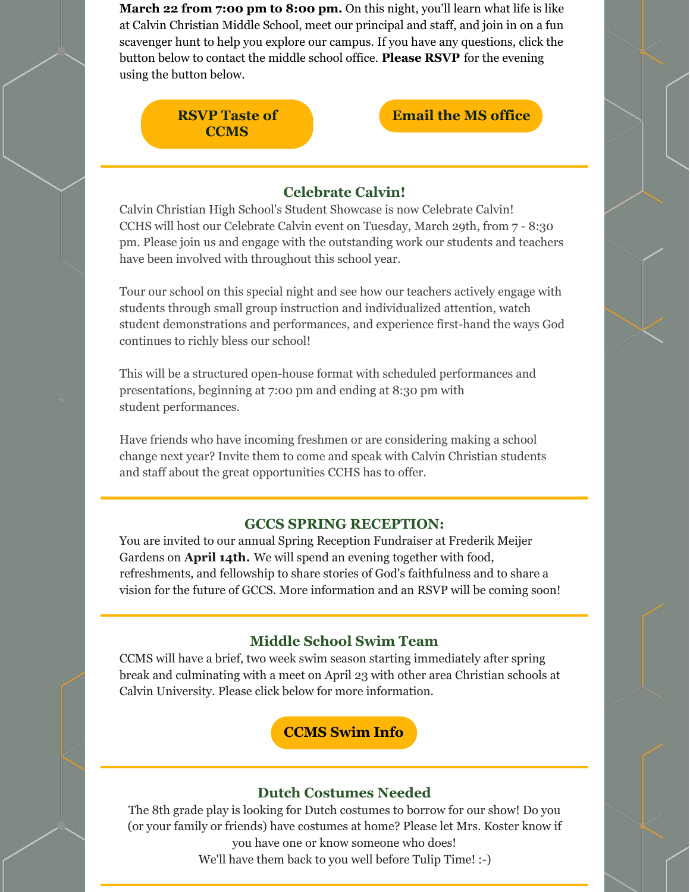**March 22 from 7:00 pm to 8:00 pm.** On this night, you'll learn what life is like at Calvin Christian Middle School, meet our principal and staff, and join in on a fun scavenger hunt to help you explore our campus. If you have any questions, click the button below to contact the middle school office. **Please RSVP** for the evening using the button below.

**RSVP Taste of CCMS**

**Email the MS office**

---

## Celebrate Calvin!

Calvin Christian High School's Student Showcase is now Celebrate Calvin! CCHS will host our Celebrate Calvin event on Tuesday, March 29th, from 7 - 8:30 pm. Please join us and engage with the outstanding work our students and teachers have been involved with throughout this school year.

Tour our school on this special night and see how our teachers actively engage with students through small group instruction and individualized attention, watch student demonstrations and performances, and experience first-hand the ways God continues to richly bless our school!

This will be a structured open-house format with scheduled performances and presentations, beginning at 7:00 pm and ending at 8:30 pm with student performances.

Have friends who have incoming freshmen or are considering making a school change next year? Invite them to come and speak with Calvin Christian students and staff about the great opportunities CCHS has to offer.

---

## GCCS SPRING RECEPTION:

You are invited to our annual Spring Reception Fundraiser at Frederik Meijer Gardens on **April 14th.** We will spend an evening together with food, refreshments, and fellowship to share stories of God's faithfulness and to share a vision for the future of GCCS. More information and an RSVP will be coming soon!

---

## Middle School Swim Team

CCMS will have a brief, two week swim season starting immediately after spring break and culminating with a meet on April 23 with other area Christian schools at Calvin University. Please click below for more information.

**CCMS Swim Info**

---

## Dutch Costumes Needed

The 8th grade play is looking for Dutch costumes to borrow for our show! Do you (or your family or friends) have costumes at home? Please let Mrs. Koster know if you have one or know someone who does!
We'll have them back to you well before Tulip Time! :-)

---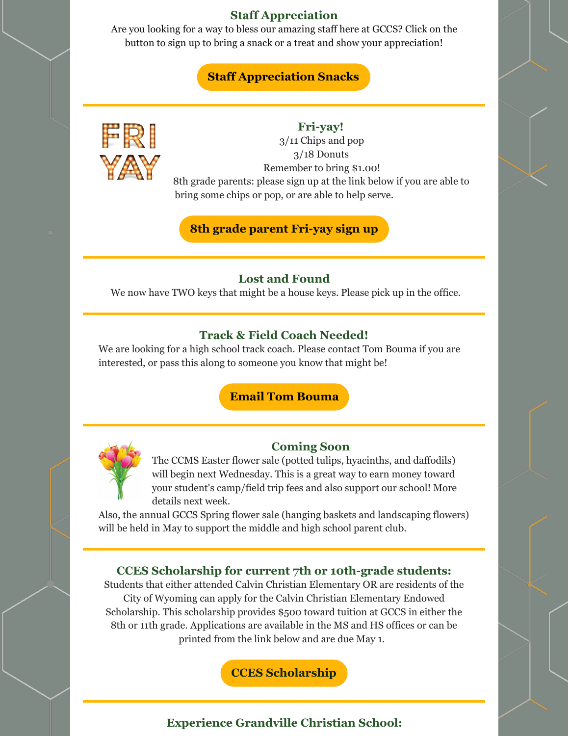### Staff Appreciation

Are you looking for a way to bless our amazing staff here at GCCS? Click on the button to sign up to bring a snack or a treat and show your appreciation!

**Staff Appreciation Snacks**

---

### Fri-yay!

3/11 Chips and pop
3/18 Donuts
Remember to bring $1.00!
8th grade parents: please sign up at the link below if you are able to bring some chips or pop, or are able to help serve.

**8th grade parent Fri-yay sign up**

---

### Lost and Found

We now have TWO keys that might be a house keys. Please pick up in the office.

---

### Track & Field Coach Needed!

We are looking for a high school track coach. Please contact Tom Bouma if you are interested, or pass this along to someone you know that might be!

**Email Tom Bouma**

---

### Coming Soon

The CCMS Easter flower sale (potted tulips, hyacinths, and daffodils) will begin next Wednesday. This is a great way to earn money toward your student's camp/field trip fees and also support our school! More details next week.

Also, the annual GCCS Spring flower sale (hanging baskets and landscaping flowers) will be held in May to support the middle and high school parent club.

---

### CCES Scholarship for current 7th or 10th-grade students:

Students that either attended Calvin Christian Elementary OR are residents of the City of Wyoming can apply for the Calvin Christian Elementary Endowed Scholarship. This scholarship provides $500 toward tuition at GCCS in either the 8th or 11th grade. Applications are available in the MS and HS offices or can be printed from the link below and are due May 1.

**CCES Scholarship**

---

### Experience Grandville Christian School: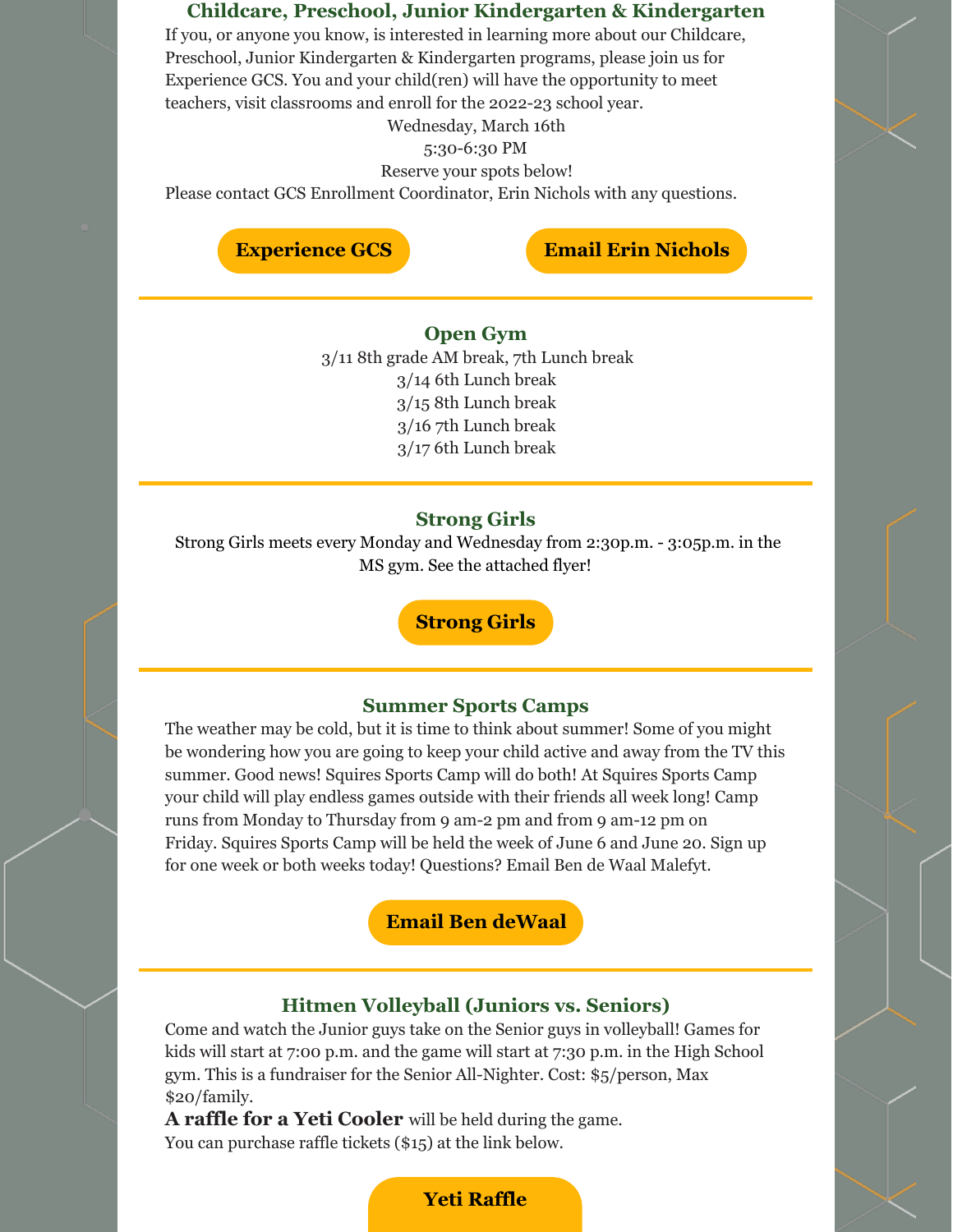### Childcare, Preschool, Junior Kindergarten & Kindergarten

If you, or anyone you know, is interested in learning more about our Childcare, Preschool, Junior Kindergarten & Kindergarten programs, please join us for Experience GCS. You and your child(ren) will have the opportunity to meet teachers, visit classrooms and enroll for the 2022-23 school year.

Wednesday, March 16th
5:30-6:30 PM
Reserve your spots below!

Please contact GCS Enrollment Coordinator, Erin Nichols with any questions.

**Experience GCS** **Email Erin Nichols**

---

### Open Gym

3/11 8th grade AM break, 7th Lunch break
3/14 6th Lunch break
3/15 8th Lunch break
3/16 7th Lunch break
3/17 6th Lunch break

---

### Strong Girls

Strong Girls meets every Monday and Wednesday from 2:30p.m. - 3:05p.m. in the MS gym. See the attached flyer!

**Strong Girls**

---

### Summer Sports Camps

The weather may be cold, but it is time to think about summer! Some of you might be wondering how you are going to keep your child active and away from the TV this summer. Good news! Squires Sports Camp will do both! At Squires Sports Camp your child will play endless games outside with their friends all week long! Camp runs from Monday to Thursday from 9 am-2 pm and from 9 am-12 pm on Friday. Squires Sports Camp will be held the week of June 6 and June 20. Sign up for one week or both weeks today! Questions? Email Ben de Waal Malefyt.

**Email Ben deWaal**

---

### Hitmen Volleyball (Juniors vs. Seniors)

Come and watch the Junior guys take on the Senior guys in volleyball! Games for kids will start at 7:00 p.m. and the game will start at 7:30 p.m. in the High School gym. This is a fundraiser for the Senior All-Nighter. Cost: $5/person, Max $20/family.

**A raffle for a Yeti Cooler** will be held during the game.
You can purchase raffle tickets ($15) at the link below.

**Yeti Raffle**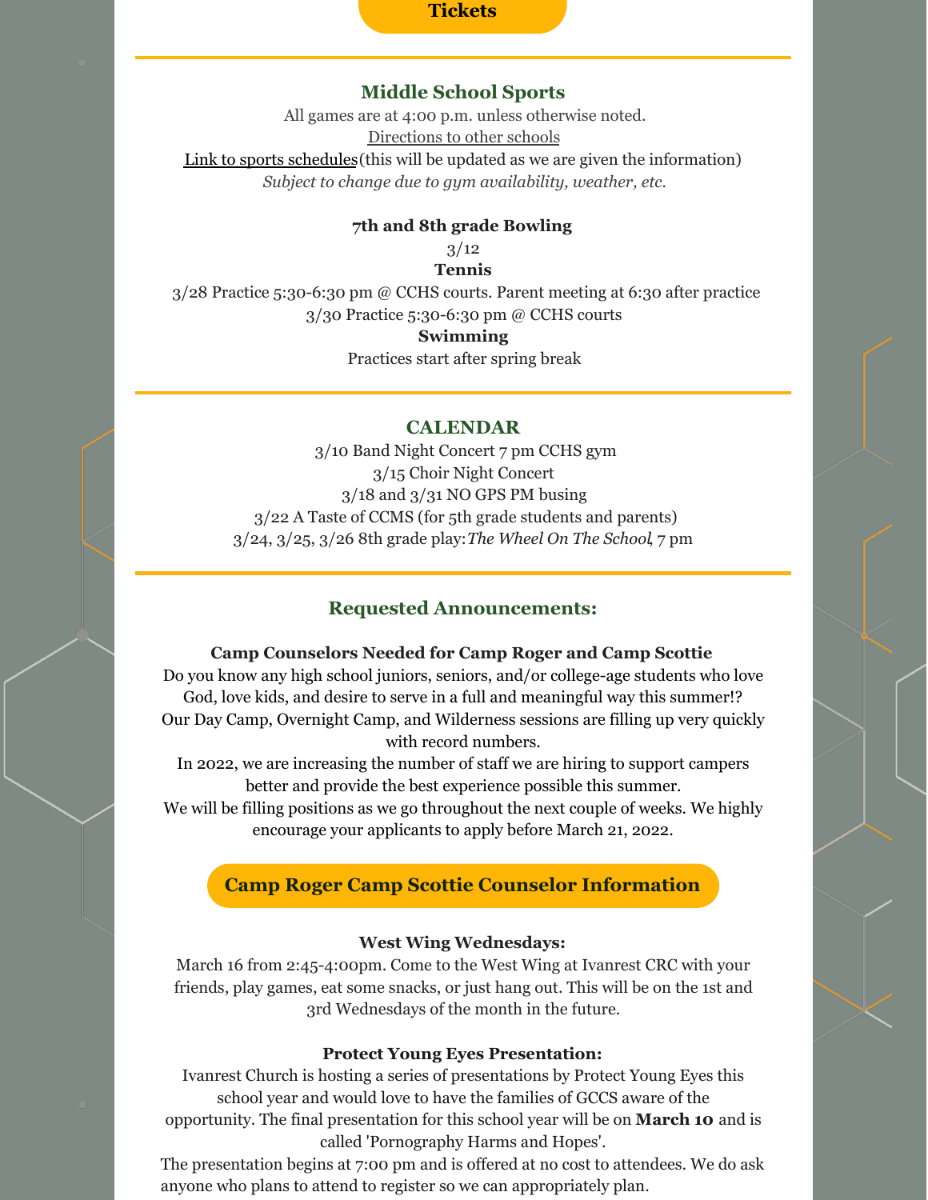**Tickets**

## Middle School Sports

All games are at 4:00 p.m. unless otherwise noted.

Directions to other schools

Link to sports schedules(this will be updated as we are given the information)

*Subject to change due to gym availability, weather, etc.*

**7th and 8th grade Bowling**

3/12

**Tennis**

3/28 Practice 5:30-6:30 pm @ CCHS courts. Parent meeting at 6:30 after practice

3/30 Practice 5:30-6:30 pm @ CCHS courts

**Swimming**

Practices start after spring break

## CALENDAR

3/10 Band Night Concert 7 pm CCHS gym

3/15 Choir Night Concert

3/18 and 3/31 NO GPS PM busing

3/22 A Taste of CCMS (for 5th grade students and parents)

3/24, 3/25, 3/26 8th grade play: *The Wheel On The School*, 7 pm

## Requested Announcements:

**Camp Counselors Needed for Camp Roger and Camp Scottie**

Do you know any high school juniors, seniors, and/or college-age students who love God, love kids, and desire to serve in a full and meaningful way this summer!? Our Day Camp, Overnight Camp, and Wilderness sessions are filling up very quickly with record numbers.

In 2022, we are increasing the number of staff we are hiring to support campers better and provide the best experience possible this summer.

We will be filling positions as we go throughout the next couple of weeks. We highly encourage your applicants to apply before March 21, 2022.

**Camp Roger Camp Scottie Counselor Information**

**West Wing Wednesdays:**

March 16 from 2:45-4:00pm. Come to the West Wing at Ivanrest CRC with your friends, play games, eat some snacks, or just hang out. This will be on the 1st and 3rd Wednesdays of the month in the future.

**Protect Young Eyes Presentation:**

Ivanrest Church is hosting a series of presentations by Protect Young Eyes this school year and would love to have the families of GCCS aware of the opportunity. The final presentation for this school year will be on **March 10** and is called 'Pornography Harms and Hopes'.

The presentation begins at 7:00 pm and is offered at no cost to attendees. We do ask anyone who plans to attend to register so we can appropriately plan.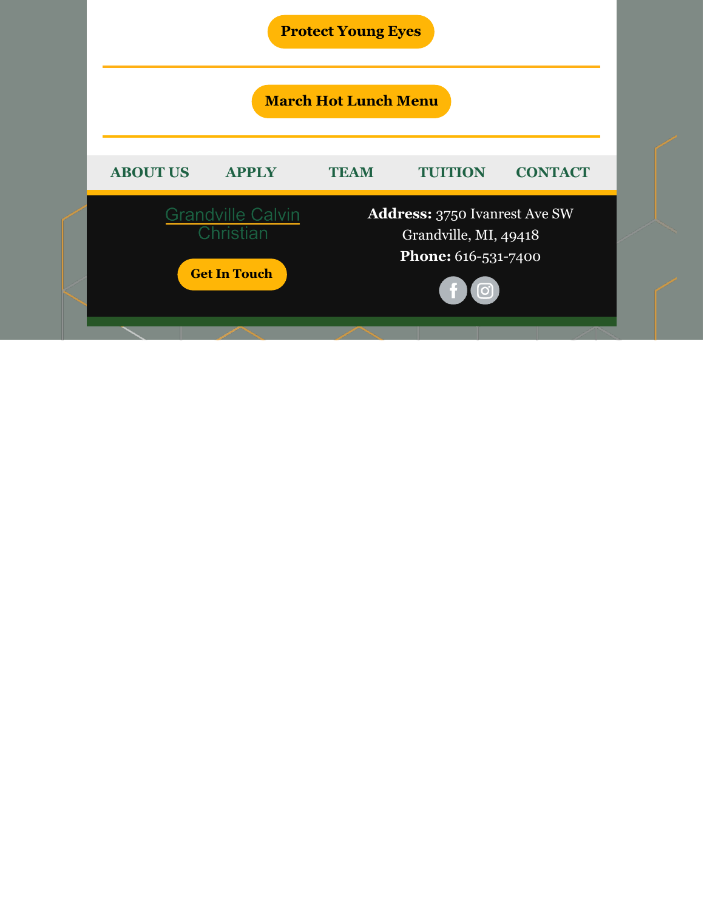**Protect Young Eyes**

---

**March Hot Lunch Menu**

---

ABOUT US | APPLY | TEAM | TUITION | CONTACT

Grandville Calvin Christian

**Get In Touch**

**Address:** 3750 Ivanrest Ave SW
Grandville, MI, 49418
**Phone:** 616-531-7400